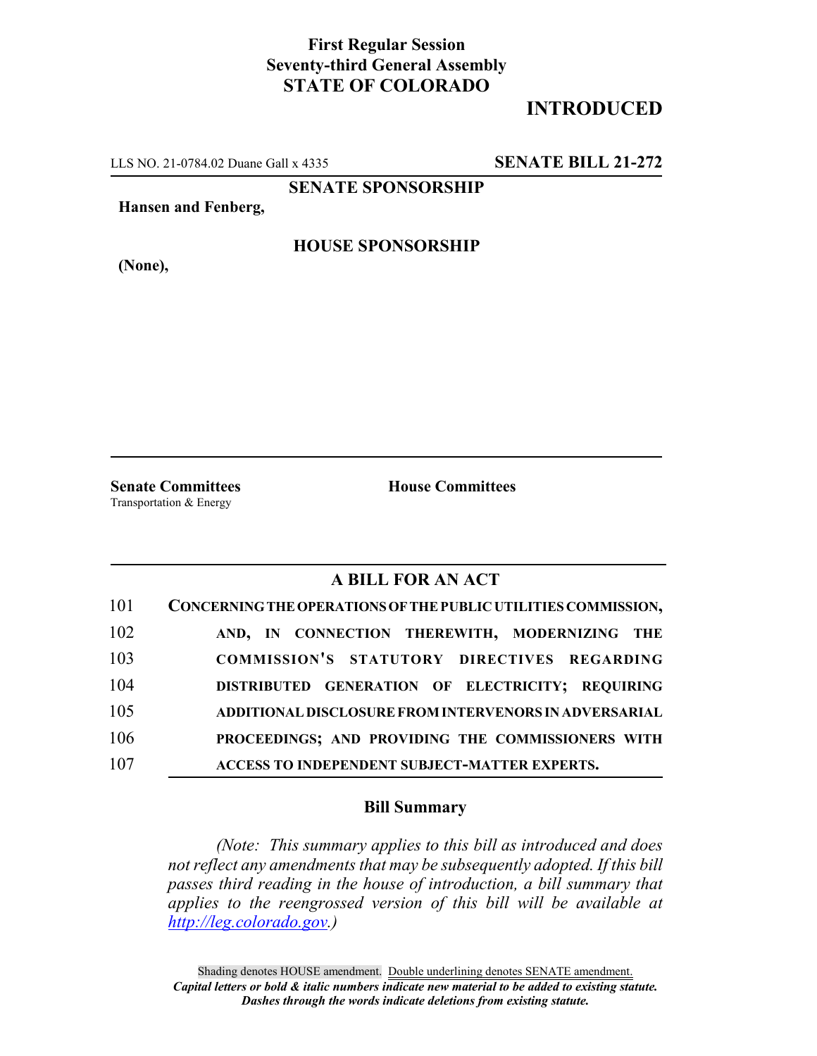**First Regular Session**
**Seventy-third General Assembly**
**STATE OF COLORADO**

# INTRODUCED

LLS NO. 21-0784.02 Duane Gall x 4335 **SENATE BILL 21-272**

**SENATE SPONSORSHIP**

**Hansen and Fenberg,**

**HOUSE SPONSORSHIP**

**(None),**

**Senate Committees**
Transportation & Energy

**House Committees**

## A BILL FOR AN ACT

101 **CONCERNING THE OPERATIONS OF THE PUBLIC UTILITIES COMMISSION,**
102 **AND, IN CONNECTION THEREWITH, MODERNIZING THE**
103 **COMMISSION'S STATUTORY DIRECTIVES REGARDING**
104 **DISTRIBUTED GENERATION OF ELECTRICITY; REQUIRING**
105 **ADDITIONAL DISCLOSURE FROM INTERVENORS IN ADVERSARIAL**
106 **PROCEEDINGS; AND PROVIDING THE COMMISSIONERS WITH**
107 **ACCESS TO INDEPENDENT SUBJECT-MATTER EXPERTS.**

### Bill Summary

*(Note: This summary applies to this bill as introduced and does not reflect any amendments that may be subsequently adopted. If this bill passes third reading in the house of introduction, a bill summary that applies to the reengrossed version of this bill will be available at http://leg.colorado.gov.)*

Shading denotes HOUSE amendment. Double underlining denotes SENATE amendment.
***Capital letters or bold & italic numbers indicate new material to be added to existing statute.***
***Dashes through the words indicate deletions from existing statute.***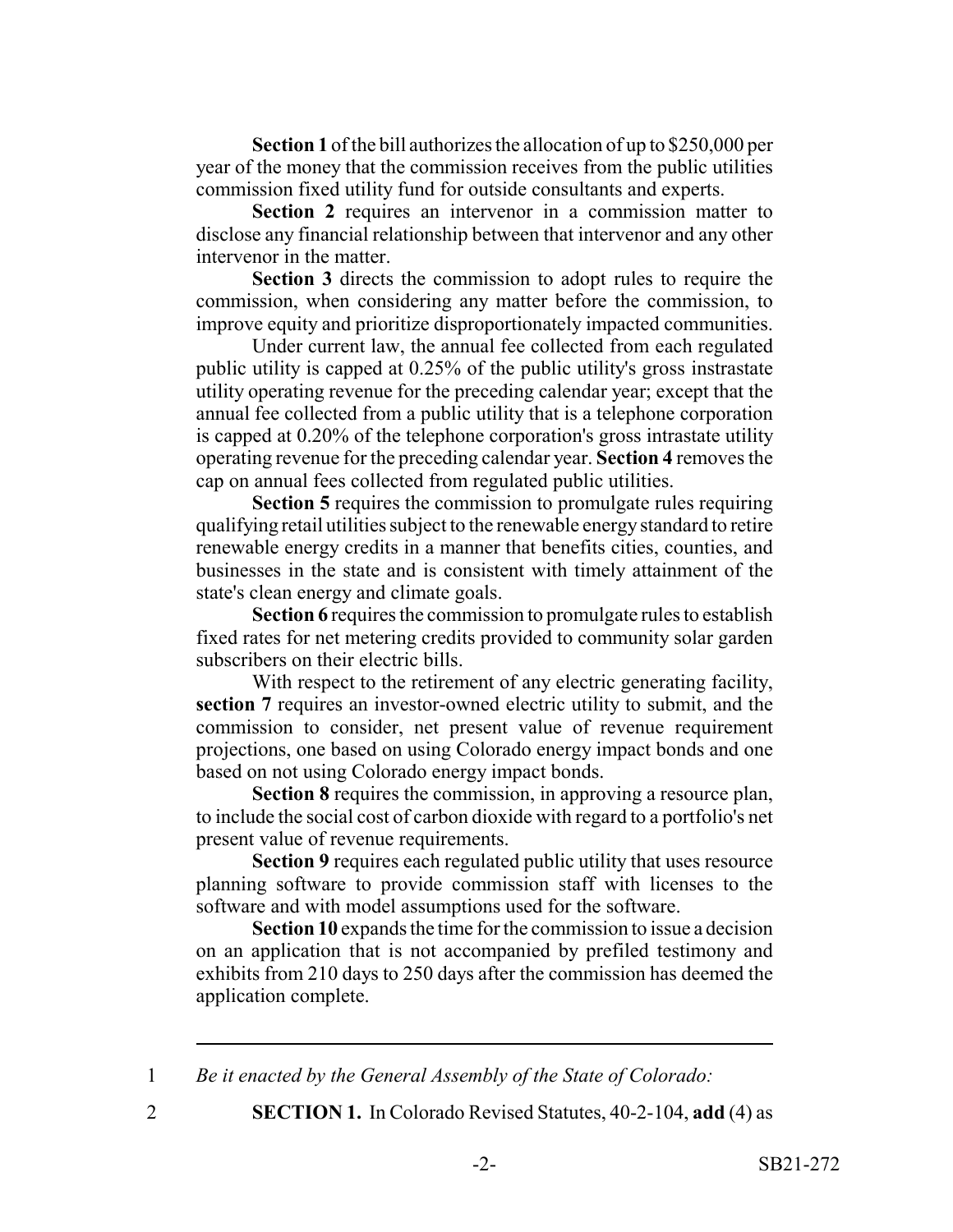**Section 1** of the bill authorizes the allocation of up to $250,000 per year of the money that the commission receives from the public utilities commission fixed utility fund for outside consultants and experts.

**Section 2** requires an intervenor in a commission matter to disclose any financial relationship between that intervenor and any other intervenor in the matter.

**Section 3** directs the commission to adopt rules to require the commission, when considering any matter before the commission, to improve equity and prioritize disproportionately impacted communities.

Under current law, the annual fee collected from each regulated public utility is capped at 0.25% of the public utility's gross instrastate utility operating revenue for the preceding calendar year; except that the annual fee collected from a public utility that is a telephone corporation is capped at 0.20% of the telephone corporation's gross intrastate utility operating revenue for the preceding calendar year. **Section 4** removes the cap on annual fees collected from regulated public utilities.

**Section 5** requires the commission to promulgate rules requiring qualifying retail utilities subject to the renewable energy standard to retire renewable energy credits in a manner that benefits cities, counties, and businesses in the state and is consistent with timely attainment of the state's clean energy and climate goals.

**Section 6** requires the commission to promulgate rules to establish fixed rates for net metering credits provided to community solar garden subscribers on their electric bills.

With respect to the retirement of any electric generating facility, **section 7** requires an investor-owned electric utility to submit, and the commission to consider, net present value of revenue requirement projections, one based on using Colorado energy impact bonds and one based on not using Colorado energy impact bonds.

**Section 8** requires the commission, in approving a resource plan, to include the social cost of carbon dioxide with regard to a portfolio's net present value of revenue requirements.

**Section 9** requires each regulated public utility that uses resource planning software to provide commission staff with licenses to the software and with model assumptions used for the software.

**Section 10** expands the time for the commission to issue a decision on an application that is not accompanied by prefiled testimony and exhibits from 210 days to 250 days after the commission has deemed the application complete.

---

1 *Be it enacted by the General Assembly of the State of Colorado:*

2 **SECTION 1.** In Colorado Revised Statutes, 40-2-104, **add** (4) as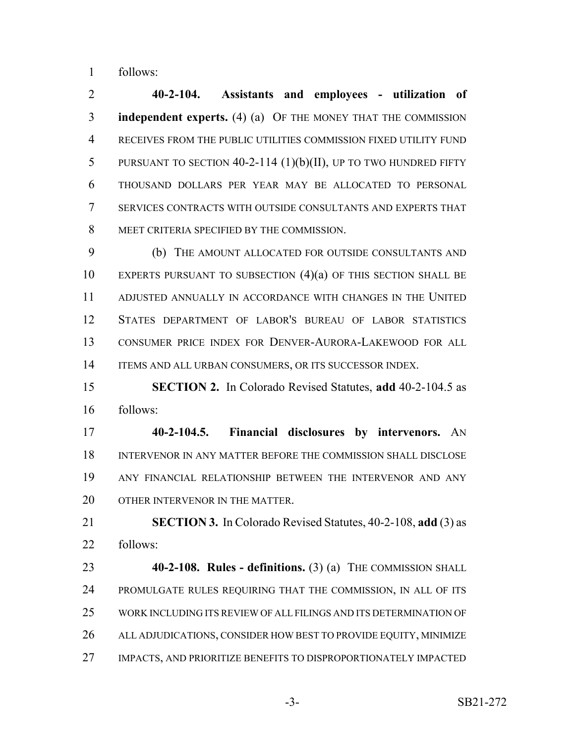follows:

**40-2-104. Assistants and employees - utilization of independent experts.** (4) (a) OF THE MONEY THAT THE COMMISSION RECEIVES FROM THE PUBLIC UTILITIES COMMISSION FIXED UTILITY FUND PURSUANT TO SECTION 40-2-114 (1)(b)(II), UP TO TWO HUNDRED FIFTY THOUSAND DOLLARS PER YEAR MAY BE ALLOCATED TO PERSONAL SERVICES CONTRACTS WITH OUTSIDE CONSULTANTS AND EXPERTS THAT MEET CRITERIA SPECIFIED BY THE COMMISSION.

(b) THE AMOUNT ALLOCATED FOR OUTSIDE CONSULTANTS AND EXPERTS PURSUANT TO SUBSECTION (4)(a) OF THIS SECTION SHALL BE ADJUSTED ANNUALLY IN ACCORDANCE WITH CHANGES IN THE UNITED STATES DEPARTMENT OF LABOR'S BUREAU OF LABOR STATISTICS CONSUMER PRICE INDEX FOR DENVER-AURORA-LAKEWOOD FOR ALL ITEMS AND ALL URBAN CONSUMERS, OR ITS SUCCESSOR INDEX.

**SECTION 2.** In Colorado Revised Statutes, **add** 40-2-104.5 as follows:

**40-2-104.5. Financial disclosures by intervenors.** AN INTERVENOR IN ANY MATTER BEFORE THE COMMISSION SHALL DISCLOSE ANY FINANCIAL RELATIONSHIP BETWEEN THE INTERVENOR AND ANY OTHER INTERVENOR IN THE MATTER.

**SECTION 3.** In Colorado Revised Statutes, 40-2-108, **add** (3) as follows:

**40-2-108. Rules - definitions.** (3) (a) THE COMMISSION SHALL PROMULGATE RULES REQUIRING THAT THE COMMISSION, IN ALL OF ITS WORK INCLUDING ITS REVIEW OF ALL FILINGS AND ITS DETERMINATION OF ALL ADJUDICATIONS, CONSIDER HOW BEST TO PROVIDE EQUITY, MINIMIZE IMPACTS, AND PRIORITIZE BENEFITS TO DISPROPORTIONATELY IMPACTED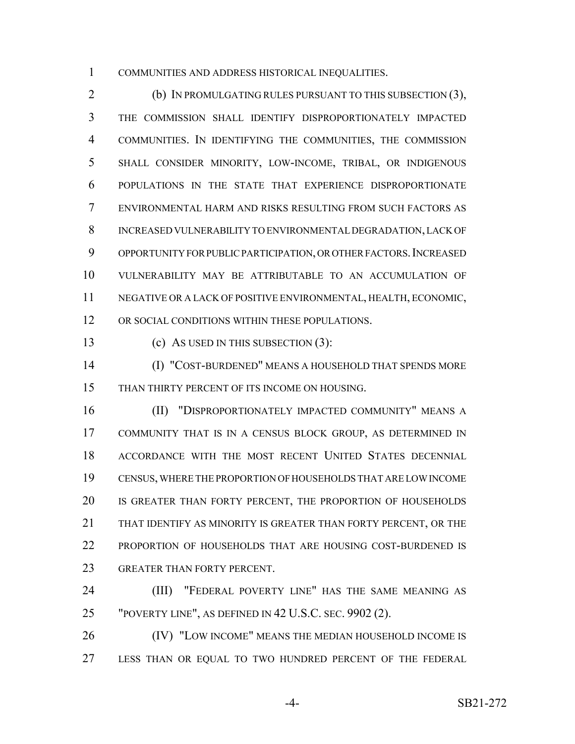COMMUNITIES AND ADDRESS HISTORICAL INEQUALITIES.

(b) IN PROMULGATING RULES PURSUANT TO THIS SUBSECTION (3), THE COMMISSION SHALL IDENTIFY DISPROPORTIONATELY IMPACTED COMMUNITIES. IN IDENTIFYING THE COMMUNITIES, THE COMMISSION SHALL CONSIDER MINORITY, LOW-INCOME, TRIBAL, OR INDIGENOUS POPULATIONS IN THE STATE THAT EXPERIENCE DISPROPORTIONATE ENVIRONMENTAL HARM AND RISKS RESULTING FROM SUCH FACTORS AS INCREASED VULNERABILITY TO ENVIRONMENTAL DEGRADATION, LACK OF OPPORTUNITY FOR PUBLIC PARTICIPATION, OR OTHER FACTORS. INCREASED VULNERABILITY MAY BE ATTRIBUTABLE TO AN ACCUMULATION OF NEGATIVE OR A LACK OF POSITIVE ENVIRONMENTAL, HEALTH, ECONOMIC, OR SOCIAL CONDITIONS WITHIN THESE POPULATIONS.

(c) AS USED IN THIS SUBSECTION (3):

(I) "COST-BURDENED" MEANS A HOUSEHOLD THAT SPENDS MORE THAN THIRTY PERCENT OF ITS INCOME ON HOUSING.

(II) "DISPROPORTIONATELY IMPACTED COMMUNITY" MEANS A COMMUNITY THAT IS IN A CENSUS BLOCK GROUP, AS DETERMINED IN ACCORDANCE WITH THE MOST RECENT UNITED STATES DECENNIAL CENSUS, WHERE THE PROPORTION OF HOUSEHOLDS THAT ARE LOW INCOME IS GREATER THAN FORTY PERCENT, THE PROPORTION OF HOUSEHOLDS THAT IDENTIFY AS MINORITY IS GREATER THAN FORTY PERCENT, OR THE PROPORTION OF HOUSEHOLDS THAT ARE HOUSING COST-BURDENED IS GREATER THAN FORTY PERCENT.

(III) "FEDERAL POVERTY LINE" HAS THE SAME MEANING AS "POVERTY LINE", AS DEFINED IN 42 U.S.C. SEC. 9902 (2).

(IV) "LOW INCOME" MEANS THE MEDIAN HOUSEHOLD INCOME IS LESS THAN OR EQUAL TO TWO HUNDRED PERCENT OF THE FEDERAL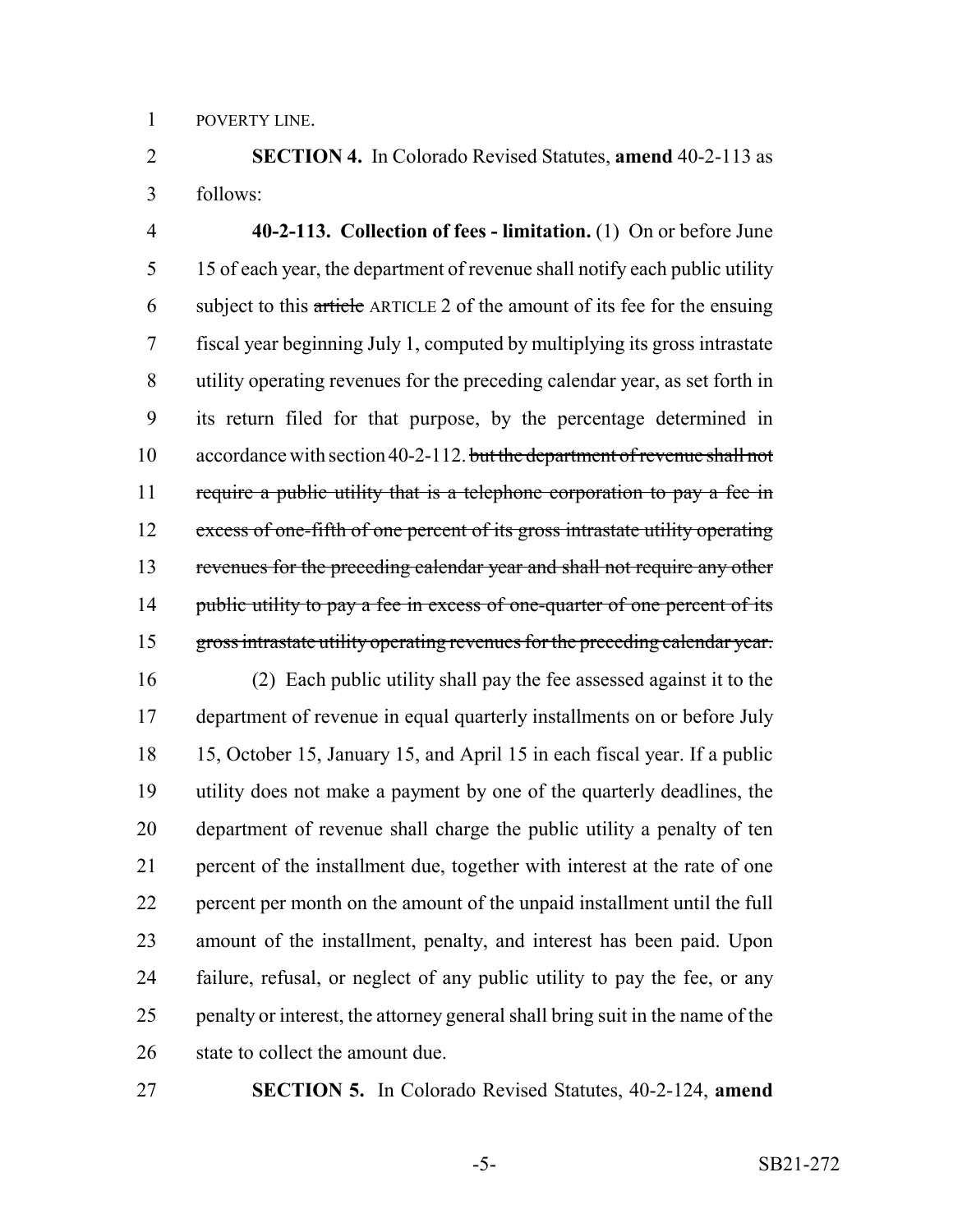POVERTY LINE.

**SECTION 4.** In Colorado Revised Statutes, **amend** 40-2-113 as follows:

**40-2-113. Collection of fees - limitation.** (1) On or before June 15 of each year, the department of revenue shall notify each public utility subject to this ~~article~~ ARTICLE 2 of the amount of its fee for the ensuing fiscal year beginning July 1, computed by multiplying its gross intrastate utility operating revenues for the preceding calendar year, as set forth in its return filed for that purpose, by the percentage determined in accordance with section 40-2-112. ~~but the department of revenue shall not require a public utility that is a telephone corporation to pay a fee in excess of one-fifth of one percent of its gross intrastate utility operating revenues for the preceding calendar year and shall not require any other public utility to pay a fee in excess of one-quarter of one percent of its gross intrastate utility operating revenues for the preceding calendar year.~~

(2) Each public utility shall pay the fee assessed against it to the department of revenue in equal quarterly installments on or before July 15, October 15, January 15, and April 15 in each fiscal year. If a public utility does not make a payment by one of the quarterly deadlines, the department of revenue shall charge the public utility a penalty of ten percent of the installment due, together with interest at the rate of one percent per month on the amount of the unpaid installment until the full amount of the installment, penalty, and interest has been paid. Upon failure, refusal, or neglect of any public utility to pay the fee, or any penalty or interest, the attorney general shall bring suit in the name of the state to collect the amount due.

**SECTION 5.** In Colorado Revised Statutes, 40-2-124, **amend**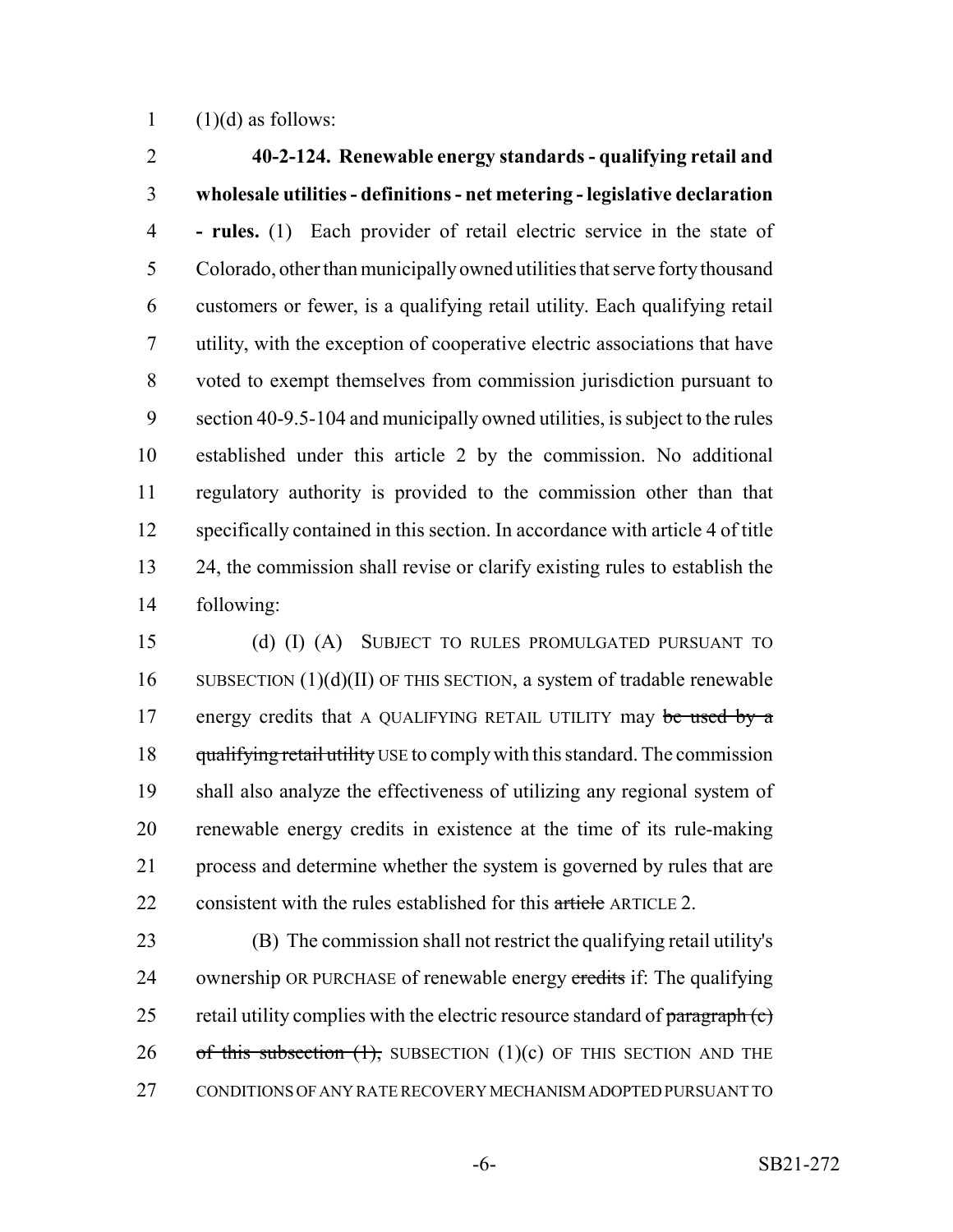(1)(d) as follows:

**40-2-124. Renewable energy standards - qualifying retail and wholesale utilities - definitions - net metering - legislative declaration - rules.** (1) Each provider of retail electric service in the state of Colorado, other than municipally owned utilities that serve forty thousand customers or fewer, is a qualifying retail utility. Each qualifying retail utility, with the exception of cooperative electric associations that have voted to exempt themselves from commission jurisdiction pursuant to section 40-9.5-104 and municipally owned utilities, is subject to the rules established under this article 2 by the commission. No additional regulatory authority is provided to the commission other than that specifically contained in this section. In accordance with article 4 of title 24, the commission shall revise or clarify existing rules to establish the following:

(d) (I) (A) SUBJECT TO RULES PROMULGATED PURSUANT TO SUBSECTION (1)(d)(II) OF THIS SECTION, a system of tradable renewable energy credits that A QUALIFYING RETAIL UTILITY may ~~be used by a qualifying retail utility~~ USE to comply with this standard. The commission shall also analyze the effectiveness of utilizing any regional system of renewable energy credits in existence at the time of its rule-making process and determine whether the system is governed by rules that are consistent with the rules established for this ~~article~~ ARTICLE 2.

(B) The commission shall not restrict the qualifying retail utility's ownership OR PURCHASE of renewable energy ~~credits~~ if: The qualifying retail utility complies with the electric resource standard of ~~paragraph (c) of this subsection (1),~~ SUBSECTION (1)(c) OF THIS SECTION AND THE CONDITIONS OF ANY RATE RECOVERY MECHANISM ADOPTED PURSUANT TO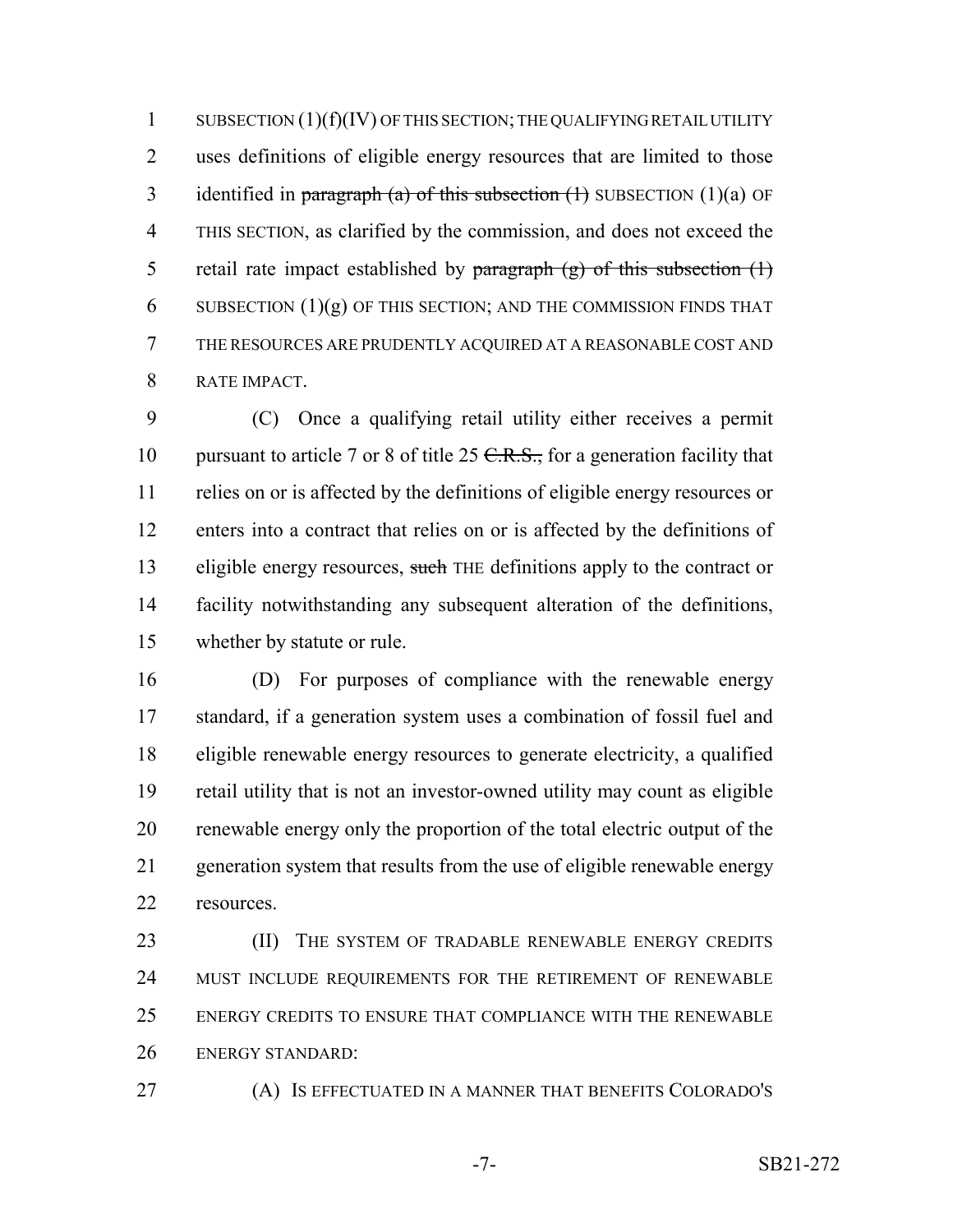SUBSECTION (1)(f)(IV) OF THIS SECTION; THE QUALIFYING RETAIL UTILITY uses definitions of eligible energy resources that are limited to those identified in ~~paragraph (a) of this subsection (1)~~ SUBSECTION (1)(a) OF THIS SECTION, as clarified by the commission, and does not exceed the retail rate impact established by ~~paragraph (g) of this subsection (1)~~ SUBSECTION (1)(g) OF THIS SECTION; AND THE COMMISSION FINDS THAT THE RESOURCES ARE PRUDENTLY ACQUIRED AT A REASONABLE COST AND RATE IMPACT.

(C) Once a qualifying retail utility either receives a permit pursuant to article 7 or 8 of title 25 ~~C.R.S.,~~ for a generation facility that relies on or is affected by the definitions of eligible energy resources or enters into a contract that relies on or is affected by the definitions of eligible energy resources, ~~such~~ THE definitions apply to the contract or facility notwithstanding any subsequent alteration of the definitions, whether by statute or rule.

(D) For purposes of compliance with the renewable energy standard, if a generation system uses a combination of fossil fuel and eligible renewable energy resources to generate electricity, a qualified retail utility that is not an investor-owned utility may count as eligible renewable energy only the proportion of the total electric output of the generation system that results from the use of eligible renewable energy resources.

(II) THE SYSTEM OF TRADABLE RENEWABLE ENERGY CREDITS MUST INCLUDE REQUIREMENTS FOR THE RETIREMENT OF RENEWABLE ENERGY CREDITS TO ENSURE THAT COMPLIANCE WITH THE RENEWABLE ENERGY STANDARD:

(A) IS EFFECTUATED IN A MANNER THAT BENEFITS COLORADO'S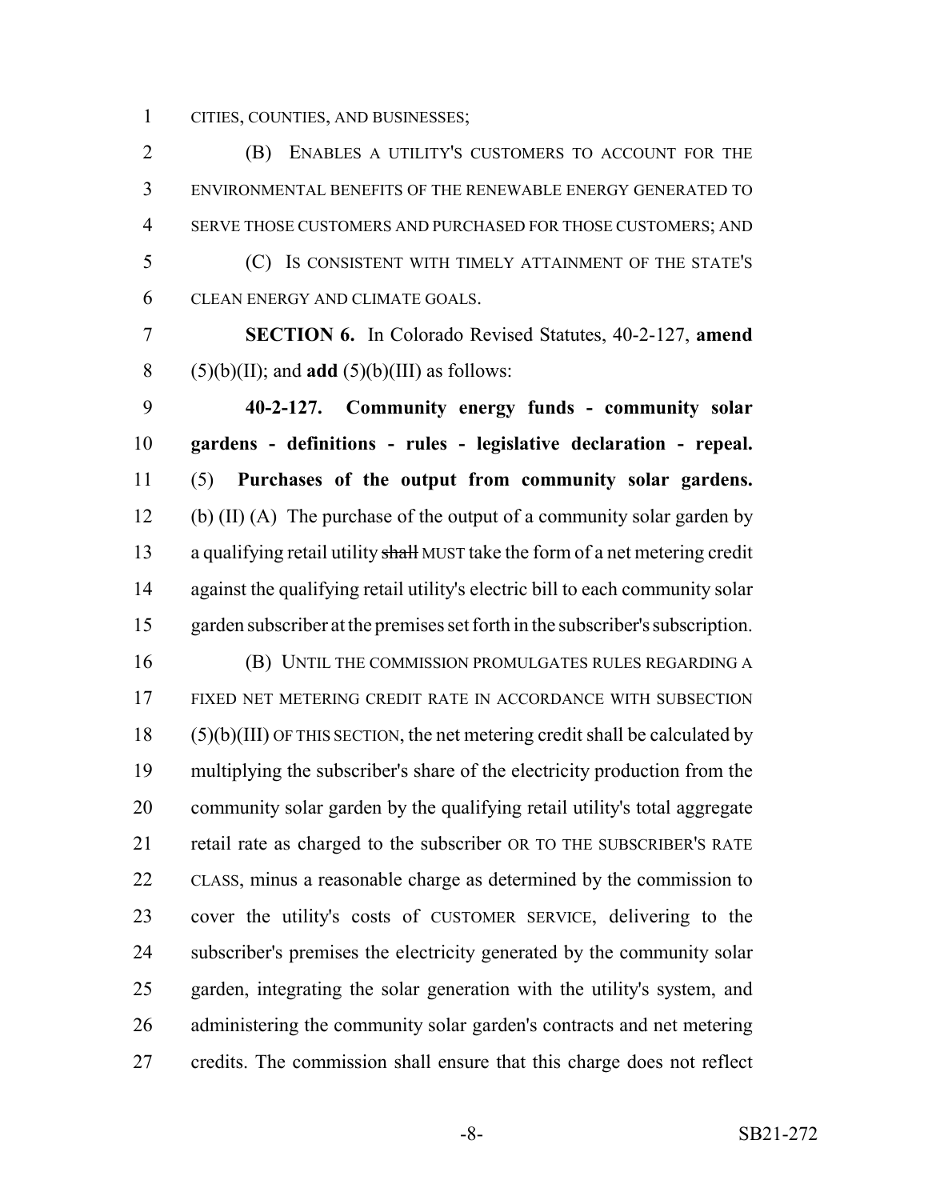CITIES, COUNTIES, AND BUSINESSES;

(B) ENABLES A UTILITY'S CUSTOMERS TO ACCOUNT FOR THE ENVIRONMENTAL BENEFITS OF THE RENEWABLE ENERGY GENERATED TO SERVE THOSE CUSTOMERS AND PURCHASED FOR THOSE CUSTOMERS; AND

(C) IS CONSISTENT WITH TIMELY ATTAINMENT OF THE STATE'S CLEAN ENERGY AND CLIMATE GOALS.

**SECTION 6.** In Colorado Revised Statutes, 40-2-127, **amend** (5)(b)(II); and **add** (5)(b)(III) as follows:

**40-2-127. Community energy funds - community solar gardens - definitions - rules - legislative declaration - repeal.** (5) **Purchases of the output from community solar gardens.** (b) (II) (A) The purchase of the output of a community solar garden by a qualifying retail utility ~~shall~~ MUST take the form of a net metering credit against the qualifying retail utility's electric bill to each community solar garden subscriber at the premises set forth in the subscriber's subscription.

(B) UNTIL THE COMMISSION PROMULGATES RULES REGARDING A FIXED NET METERING CREDIT RATE IN ACCORDANCE WITH SUBSECTION (5)(b)(III) OF THIS SECTION, the net metering credit shall be calculated by multiplying the subscriber's share of the electricity production from the community solar garden by the qualifying retail utility's total aggregate retail rate as charged to the subscriber OR TO THE SUBSCRIBER'S RATE CLASS, minus a reasonable charge as determined by the commission to cover the utility's costs of CUSTOMER SERVICE, delivering to the subscriber's premises the electricity generated by the community solar garden, integrating the solar generation with the utility's system, and administering the community solar garden's contracts and net metering credits. The commission shall ensure that this charge does not reflect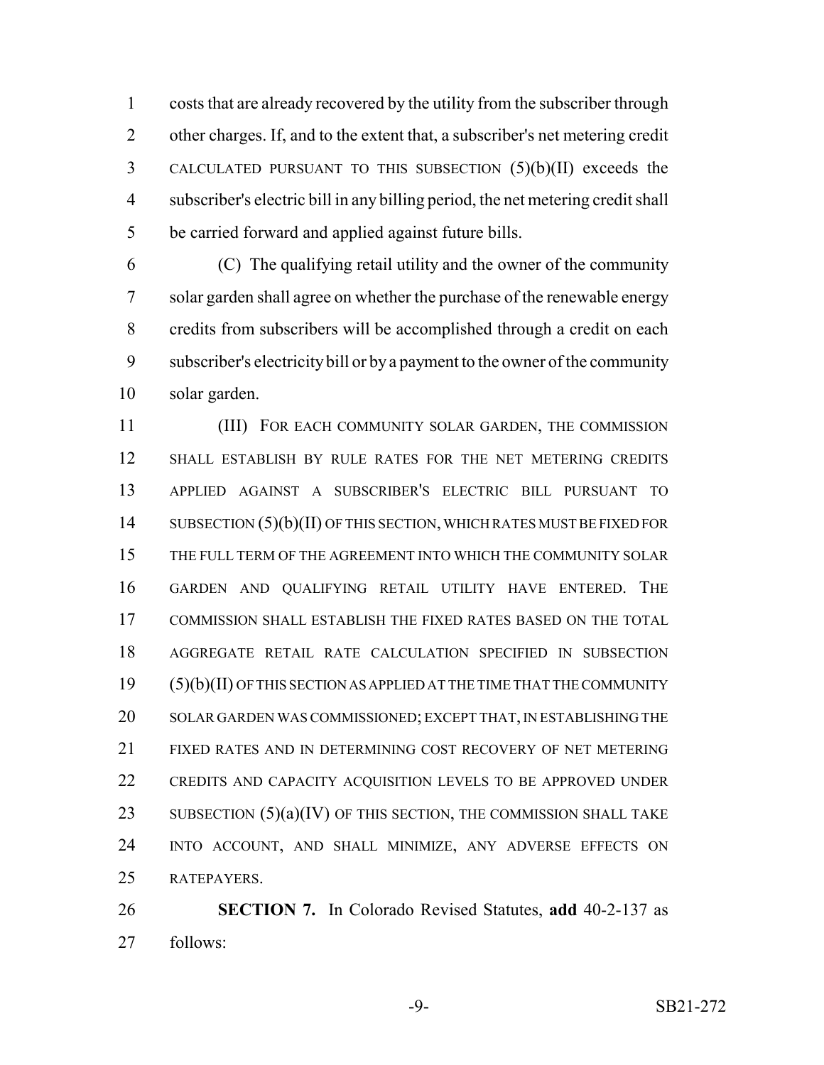costs that are already recovered by the utility from the subscriber through other charges. If, and to the extent that, a subscriber's net metering credit CALCULATED PURSUANT TO THIS SUBSECTION (5)(b)(II) exceeds the subscriber's electric bill in any billing period, the net metering credit shall be carried forward and applied against future bills.

(C) The qualifying retail utility and the owner of the community solar garden shall agree on whether the purchase of the renewable energy credits from subscribers will be accomplished through a credit on each subscriber's electricity bill or by a payment to the owner of the community solar garden.

(III) FOR EACH COMMUNITY SOLAR GARDEN, THE COMMISSION SHALL ESTABLISH BY RULE RATES FOR THE NET METERING CREDITS APPLIED AGAINST A SUBSCRIBER'S ELECTRIC BILL PURSUANT TO SUBSECTION (5)(b)(II) OF THIS SECTION, WHICH RATES MUST BE FIXED FOR THE FULL TERM OF THE AGREEMENT INTO WHICH THE COMMUNITY SOLAR GARDEN AND QUALIFYING RETAIL UTILITY HAVE ENTERED. THE COMMISSION SHALL ESTABLISH THE FIXED RATES BASED ON THE TOTAL AGGREGATE RETAIL RATE CALCULATION SPECIFIED IN SUBSECTION (5)(b)(II) OF THIS SECTION AS APPLIED AT THE TIME THAT THE COMMUNITY SOLAR GARDEN WAS COMMISSIONED; EXCEPT THAT, IN ESTABLISHING THE FIXED RATES AND IN DETERMINING COST RECOVERY OF NET METERING CREDITS AND CAPACITY ACQUISITION LEVELS TO BE APPROVED UNDER SUBSECTION (5)(a)(IV) OF THIS SECTION, THE COMMISSION SHALL TAKE INTO ACCOUNT, AND SHALL MINIMIZE, ANY ADVERSE EFFECTS ON RATEPAYERS.

**SECTION 7.** In Colorado Revised Statutes, **add** 40-2-137 as follows: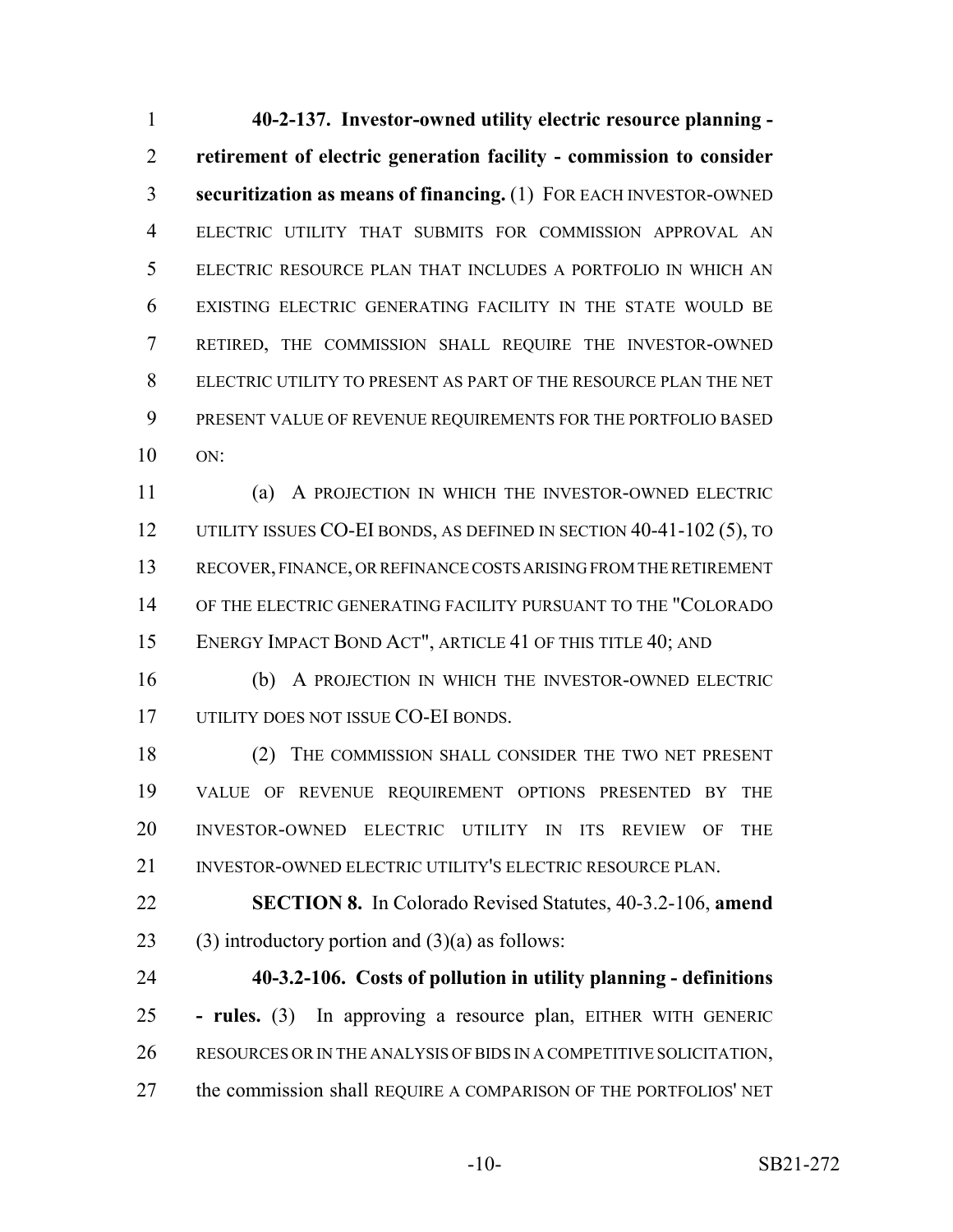**40-2-137. Investor-owned utility electric resource planning - retirement of electric generation facility - commission to consider securitization as means of financing.** (1) FOR EACH INVESTOR-OWNED ELECTRIC UTILITY THAT SUBMITS FOR COMMISSION APPROVAL AN ELECTRIC RESOURCE PLAN THAT INCLUDES A PORTFOLIO IN WHICH AN EXISTING ELECTRIC GENERATING FACILITY IN THE STATE WOULD BE RETIRED, THE COMMISSION SHALL REQUIRE THE INVESTOR-OWNED ELECTRIC UTILITY TO PRESENT AS PART OF THE RESOURCE PLAN THE NET PRESENT VALUE OF REVENUE REQUIREMENTS FOR THE PORTFOLIO BASED ON:

(a) A PROJECTION IN WHICH THE INVESTOR-OWNED ELECTRIC UTILITY ISSUES CO-EI BONDS, AS DEFINED IN SECTION 40-41-102 (5), TO RECOVER, FINANCE, OR REFINANCE COSTS ARISING FROM THE RETIREMENT OF THE ELECTRIC GENERATING FACILITY PURSUANT TO THE "COLORADO ENERGY IMPACT BOND ACT", ARTICLE 41 OF THIS TITLE 40; AND

(b) A PROJECTION IN WHICH THE INVESTOR-OWNED ELECTRIC UTILITY DOES NOT ISSUE CO-EI BONDS.

(2) THE COMMISSION SHALL CONSIDER THE TWO NET PRESENT VALUE OF REVENUE REQUIREMENT OPTIONS PRESENTED BY THE INVESTOR-OWNED ELECTRIC UTILITY IN ITS REVIEW OF THE INVESTOR-OWNED ELECTRIC UTILITY'S ELECTRIC RESOURCE PLAN.

**SECTION 8.** In Colorado Revised Statutes, 40-3.2-106, **amend** (3) introductory portion and (3)(a) as follows:

**40-3.2-106. Costs of pollution in utility planning - definitions - rules.** (3) In approving a resource plan, EITHER WITH GENERIC RESOURCES OR IN THE ANALYSIS OF BIDS IN A COMPETITIVE SOLICITATION, the commission shall REQUIRE A COMPARISON OF THE PORTFOLIOS' NET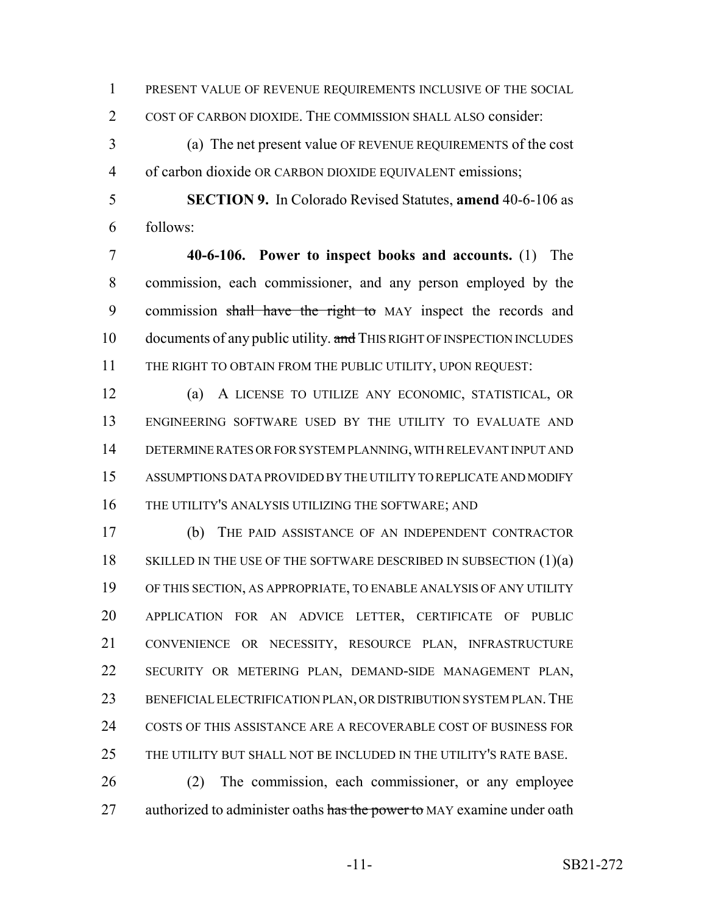PRESENT VALUE OF REVENUE REQUIREMENTS INCLUSIVE OF THE SOCIAL COST OF CARBON DIOXIDE. THE COMMISSION SHALL ALSO consider:

(a) The net present value OF REVENUE REQUIREMENTS of the cost of carbon dioxide OR CARBON DIOXIDE EQUIVALENT emissions;

**SECTION 9.** In Colorado Revised Statutes, **amend** 40-6-106 as follows:

**40-6-106. Power to inspect books and accounts.** (1) The commission, each commissioner, and any person employed by the commission ~~shall have the right to~~ MAY inspect the records and documents of any public utility. ~~and~~ THIS RIGHT OF INSPECTION INCLUDES THE RIGHT TO OBTAIN FROM THE PUBLIC UTILITY, UPON REQUEST:

(a) A LICENSE TO UTILIZE ANY ECONOMIC, STATISTICAL, OR ENGINEERING SOFTWARE USED BY THE UTILITY TO EVALUATE AND DETERMINE RATES OR FOR SYSTEM PLANNING, WITH RELEVANT INPUT AND ASSUMPTIONS DATA PROVIDED BY THE UTILITY TO REPLICATE AND MODIFY THE UTILITY'S ANALYSIS UTILIZING THE SOFTWARE; AND

(b) THE PAID ASSISTANCE OF AN INDEPENDENT CONTRACTOR SKILLED IN THE USE OF THE SOFTWARE DESCRIBED IN SUBSECTION (1)(a) OF THIS SECTION, AS APPROPRIATE, TO ENABLE ANALYSIS OF ANY UTILITY APPLICATION FOR AN ADVICE LETTER, CERTIFICATE OF PUBLIC CONVENIENCE OR NECESSITY, RESOURCE PLAN, INFRASTRUCTURE SECURITY OR METERING PLAN, DEMAND-SIDE MANAGEMENT PLAN, BENEFICIAL ELECTRIFICATION PLAN, OR DISTRIBUTION SYSTEM PLAN. THE COSTS OF THIS ASSISTANCE ARE A RECOVERABLE COST OF BUSINESS FOR THE UTILITY BUT SHALL NOT BE INCLUDED IN THE UTILITY'S RATE BASE.

(2) The commission, each commissioner, or any employee authorized to administer oaths ~~has the power to~~ MAY examine under oath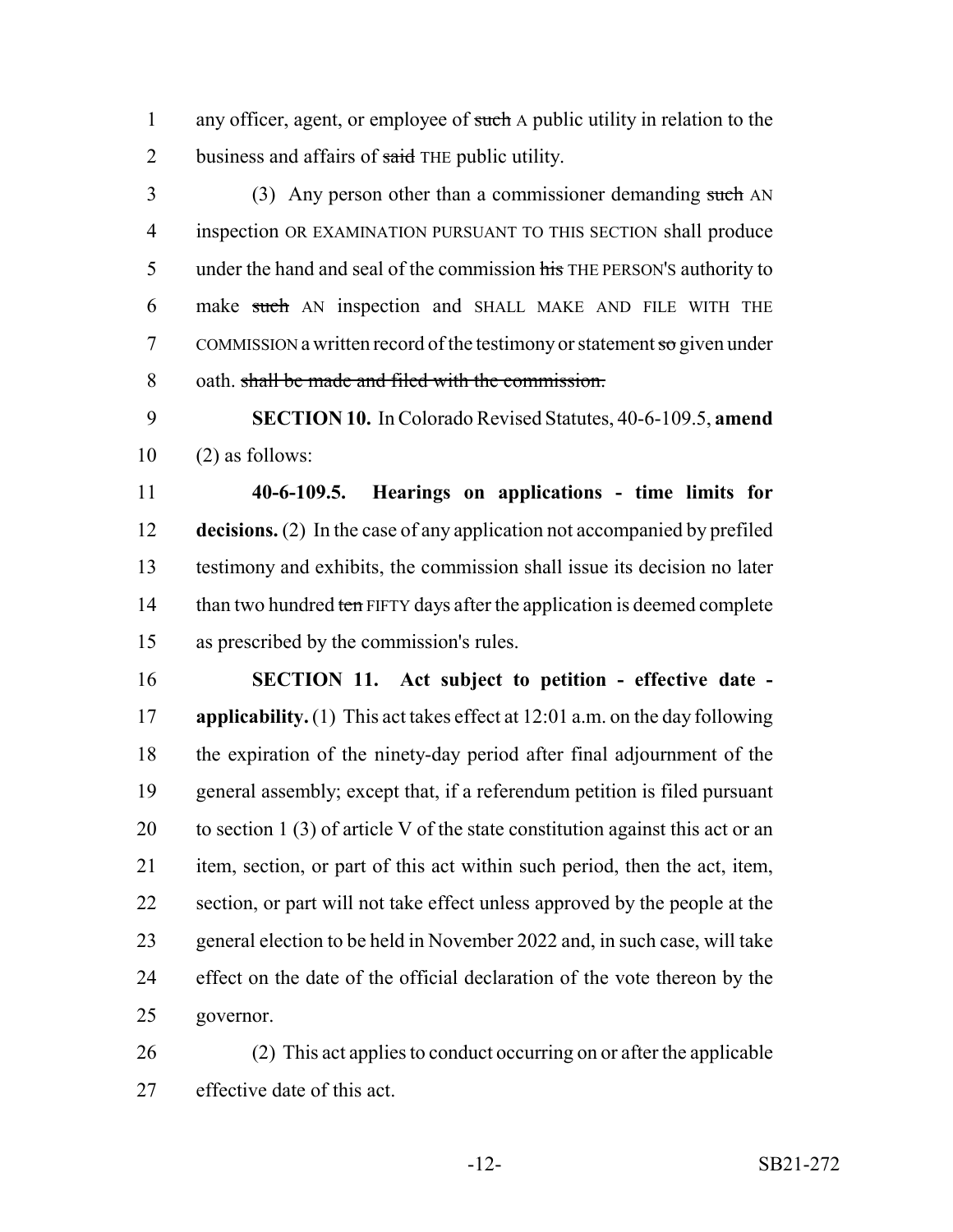any officer, agent, or employee of ~~such~~ A public utility in relation to the business and affairs of ~~said~~ THE public utility.

(3) Any person other than a commissioner demanding ~~such~~ AN inspection OR EXAMINATION PURSUANT TO THIS SECTION shall produce under the hand and seal of the commission ~~his~~ THE PERSON'S authority to make ~~such~~ AN inspection and SHALL MAKE AND FILE WITH THE COMMISSION a written record of the testimony or statement ~~so~~ given under oath. ~~shall be made and filed with the commission.~~

**SECTION 10.** In Colorado Revised Statutes, 40-6-109.5, **amend** (2) as follows:

**40-6-109.5. Hearings on applications - time limits for decisions.** (2) In the case of any application not accompanied by prefiled testimony and exhibits, the commission shall issue its decision no later than two hundred ~~ten~~ FIFTY days after the application is deemed complete as prescribed by the commission's rules.

**SECTION 11. Act subject to petition - effective date - applicability.** (1) This act takes effect at 12:01 a.m. on the day following the expiration of the ninety-day period after final adjournment of the general assembly; except that, if a referendum petition is filed pursuant to section 1 (3) of article V of the state constitution against this act or an item, section, or part of this act within such period, then the act, item, section, or part will not take effect unless approved by the people at the general election to be held in November 2022 and, in such case, will take effect on the date of the official declaration of the vote thereon by the governor.

(2) This act applies to conduct occurring on or after the applicable effective date of this act.